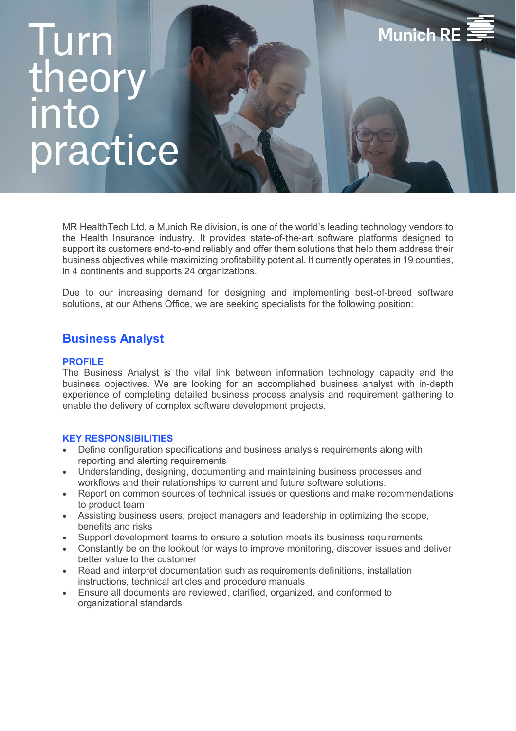# Turn theory into practice

Munich RE

MR HealthTech Ltd, a Munich Re division, is one of the world's leading technology vendors to the Health Insurance industry. It provides state-of-the-art software platforms designed to support its customers end-to-end reliably and offer them solutions that help them address their business objectives while maximizing profitability potential. It currently operates in 19 counties, in 4 continents and supports 24 organizations.

Due to our increasing demand for designing and implementing best-of-breed software solutions, at our Athens Office, we are seeking specialists for the following position:

## Business Analyst

### PROFILE

The Business Analyst is the vital link between information technology capacity and the business objectives. We are looking for an accomplished business analyst with in-depth experience of completing detailed business process analysis and requirement gathering to enable the delivery of complex software development projects.

### KEY RESPONSIBILITIES

- Define configuration specifications and business analysis requirements along with reporting and alerting requirements
- Understanding, designing, documenting and maintaining business processes and workflows and their relationships to current and future software solutions.
- Report on common sources of technical issues or questions and make recommendations to product team
- Assisting business users, project managers and leadership in optimizing the scope, benefits and risks
- Support development teams to ensure a solution meets its business requirements
- Constantly be on the lookout for ways to improve monitoring, discover issues and deliver better value to the customer
- Read and interpret documentation such as requirements definitions, installation instructions, technical articles and procedure manuals
- Ensure all documents are reviewed, clarified, organized, and conformed to organizational standards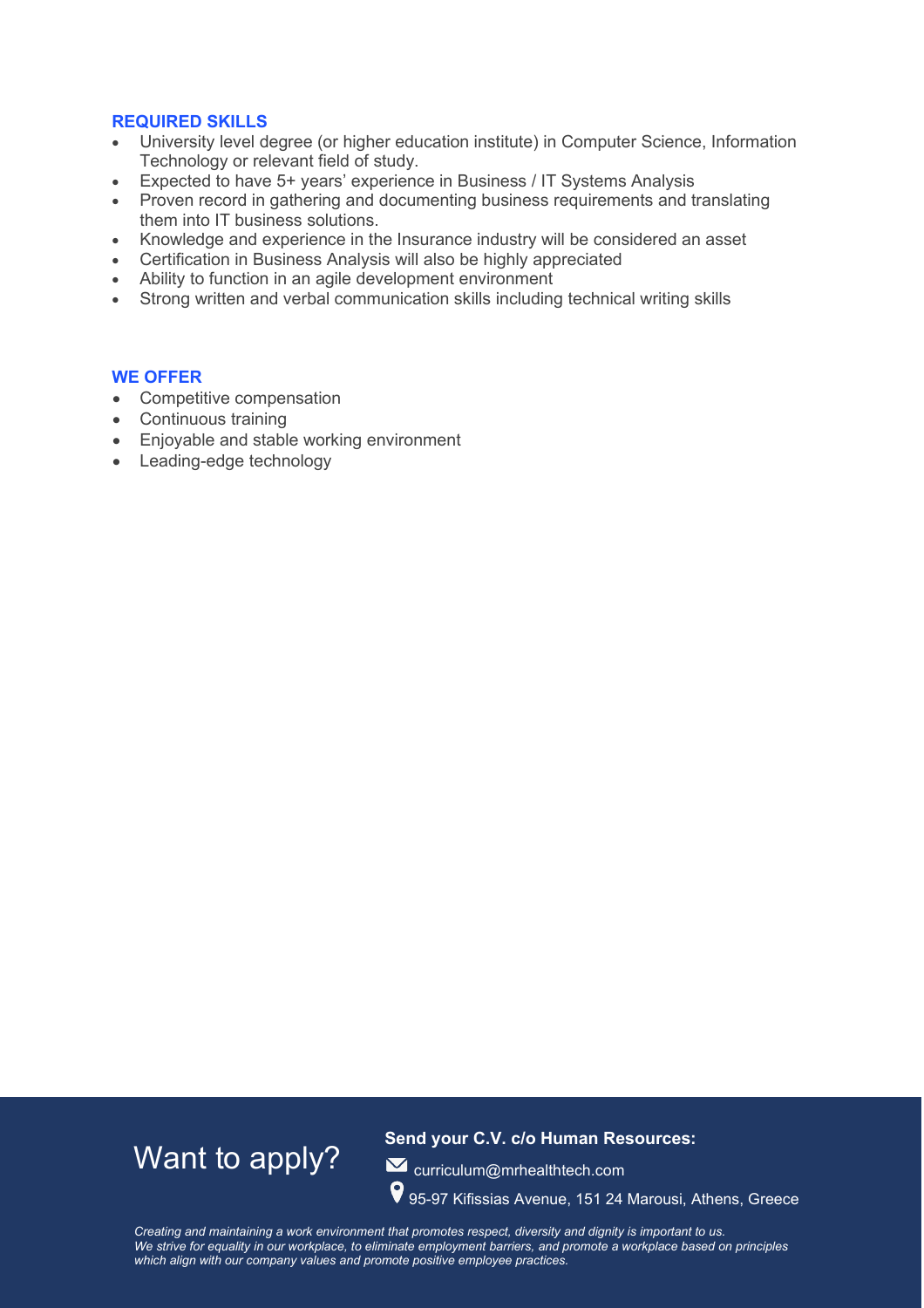## REQUIRED SKILLS

- University level degree (or higher education institute) in Computer Science, Information Technology or relevant field of study.
- Expected to have 5+ years' experience in Business / IT Systems Analysis
- Proven record in gathering and documenting business requirements and translating them into IT business solutions.
- Knowledge and experience in the Insurance industry will be considered an asset
- Certification in Business Analysis will also be highly appreciated
- Ability to function in an agile development environment
- Strong written and verbal communication skills including technical writing skills

## WE OFFER

- Competitive compensation
- Continuous training
- Enjoyable and stable working environment
- Leading-edge technology

## Want to apply?

**Send your C.V. c/o Human Resources:**

curriculum@mrhealthtech.com

95-97 Kifissias Avenue, 151 24 Marousi, Athens, Greece

*Creating and maintaining a work environment that promotes respect, diversity and dignity is important to us. We strive for equality in our workplace, to eliminate employment barriers, and promote a workplace based on principles which align with our company values and promote positive employee practices.*